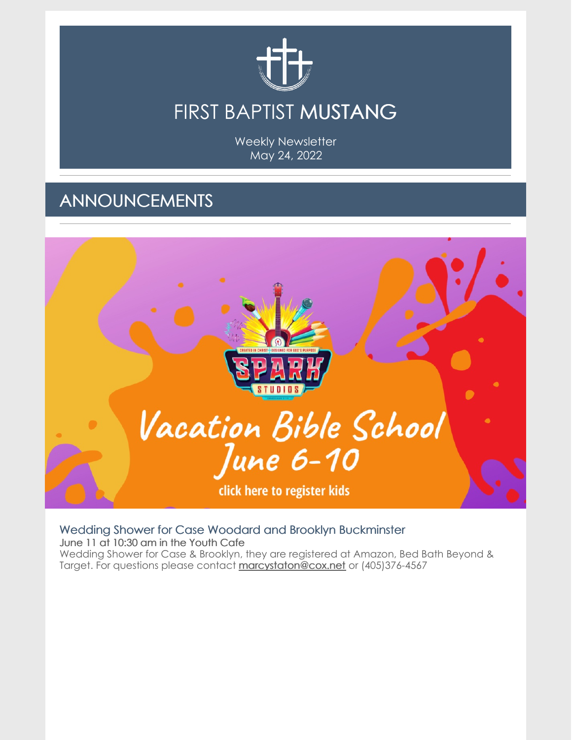# FIRST BAPTIST MUSTANG

Weekly Newsletter
May 24, 2022

## ANNOUNCEMENTS

Vacation Bible School
June 6-10
click here to register kids

### Wedding Shower for Case Woodard and Brooklyn Buckminster

June 11 at 10:30 am in the Youth Cafe

Wedding Shower for Case & Brooklyn, they are registered at Amazon, Bed Bath Beyond & Target. For questions please contact marcystaton@cox.net or (405)376-4567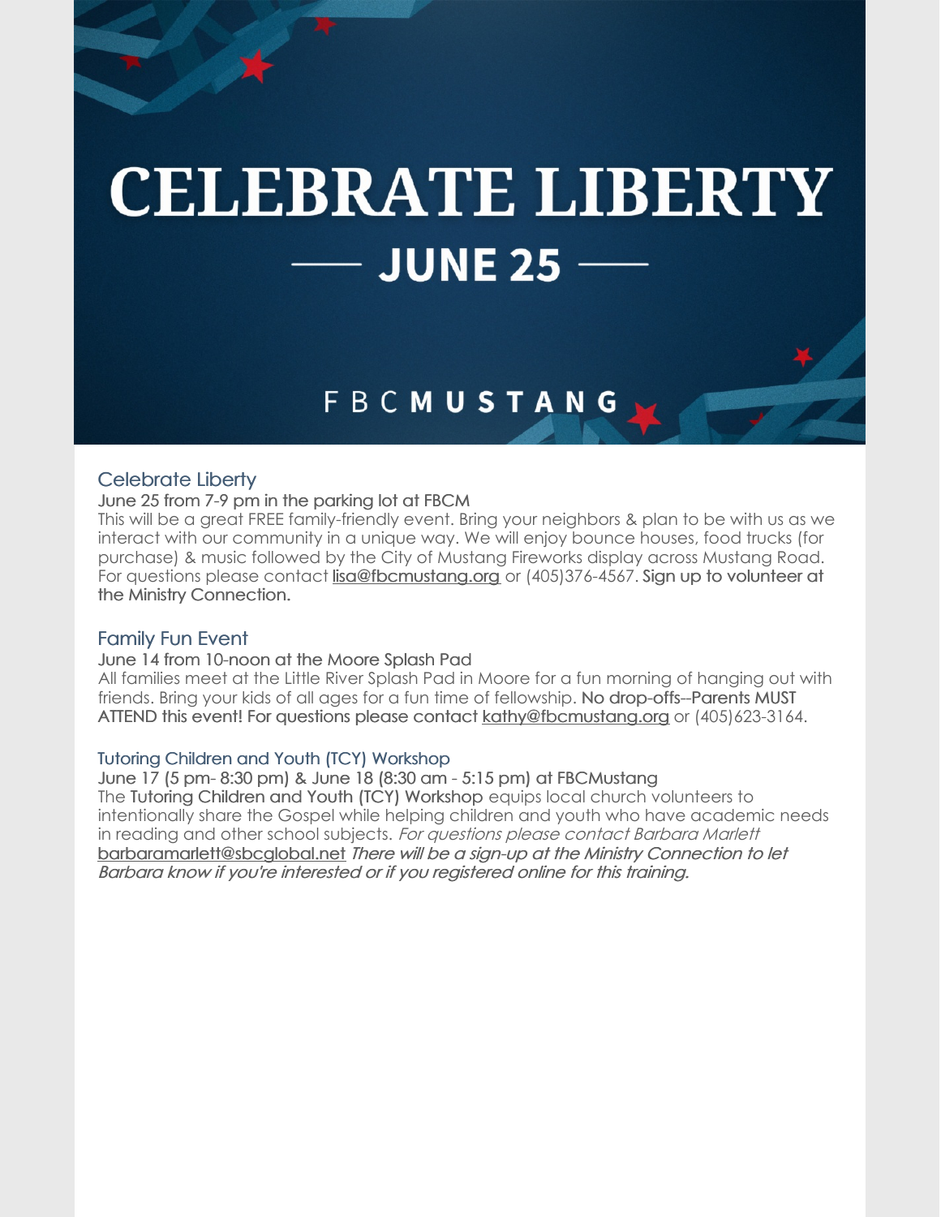# CELEBRATE LIBERTY

## — JUNE 25 —

FBC**MUSTANG**

### Celebrate Liberty

June 25 from 7-9 pm in the parking lot at FBCM

This will be a great FREE family-friendly event. Bring your neighbors & plan to be with us as we interact with our community in a unique way. We will enjoy bounce houses, food trucks (for purchase) & music followed by the City of Mustang Fireworks display across Mustang Road. For questions please contact lisa@fbcmustang.org or (405)376-4567. Sign up to volunteer at the Ministry Connection.

### Family Fun Event

June 14 from 10-noon at the Moore Splash Pad

All families meet at the Little River Splash Pad in Moore for a fun morning of hanging out with friends. Bring your kids of all ages for a fun time of fellowship. No drop-offs--Parents MUST ATTEND this event! For questions please contact kathy@fbcmustang.org or (405)623-3164.

### Tutoring Children and Youth (TCY) Workshop

June 17 (5 pm- 8:30 pm) & June 18 (8:30 am - 5:15 pm) at FBCMustang

The Tutoring Children and Youth (TCY) Workshop equips local church volunteers to intentionally share the Gospel while helping children and youth who have academic needs in reading and other school subjects. *For questions please contact Barbara Marlett* barbaramarlett@sbcglobal.net *There will be a sign-up at the Ministry Connection to let Barbara know if you're interested or if you registered online for this training.*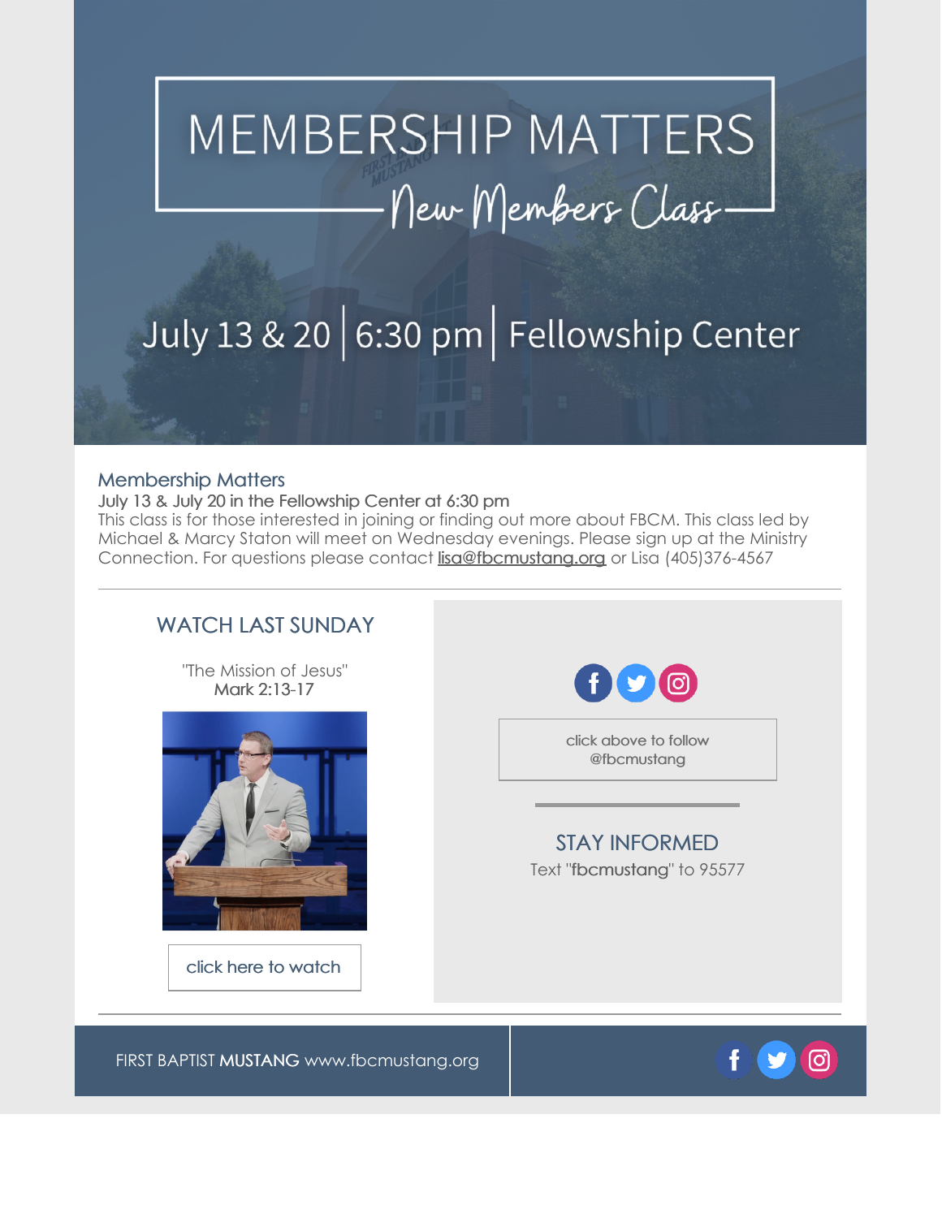# MEMBERSHIP MATTERS

New Members Class

July 13 & 20 | 6:30 pm | Fellowship Center

## Membership Matters

July 13 & July 20 in the Fellowship Center at 6:30 pm

This class is for those interested in joining or finding out more about FBCM. This class led by Michael & Marcy Staton will meet on Wednesday evenings. Please sign up at the Ministry Connection. For questions please contact lisa@fbcmustang.org or Lisa (405)376-4567

---

## WATCH LAST SUNDAY

"The Mission of Jesus"
Mark 2:13-17

click here to watch

click above to follow
@fbcmustang

## STAY INFORMED

Text "fbcmustang" to 95577

---

FIRST BAPTIST **MUSTANG** www.fbcmustang.org